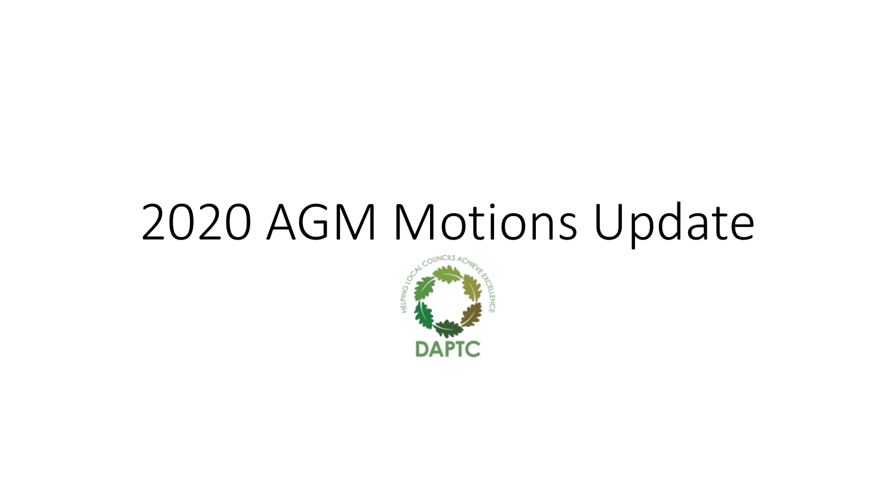# 2020 AGM Motions Update

HELPING LOCAL COUNCILS ACHIEVE EXCELLENCE

DAPTC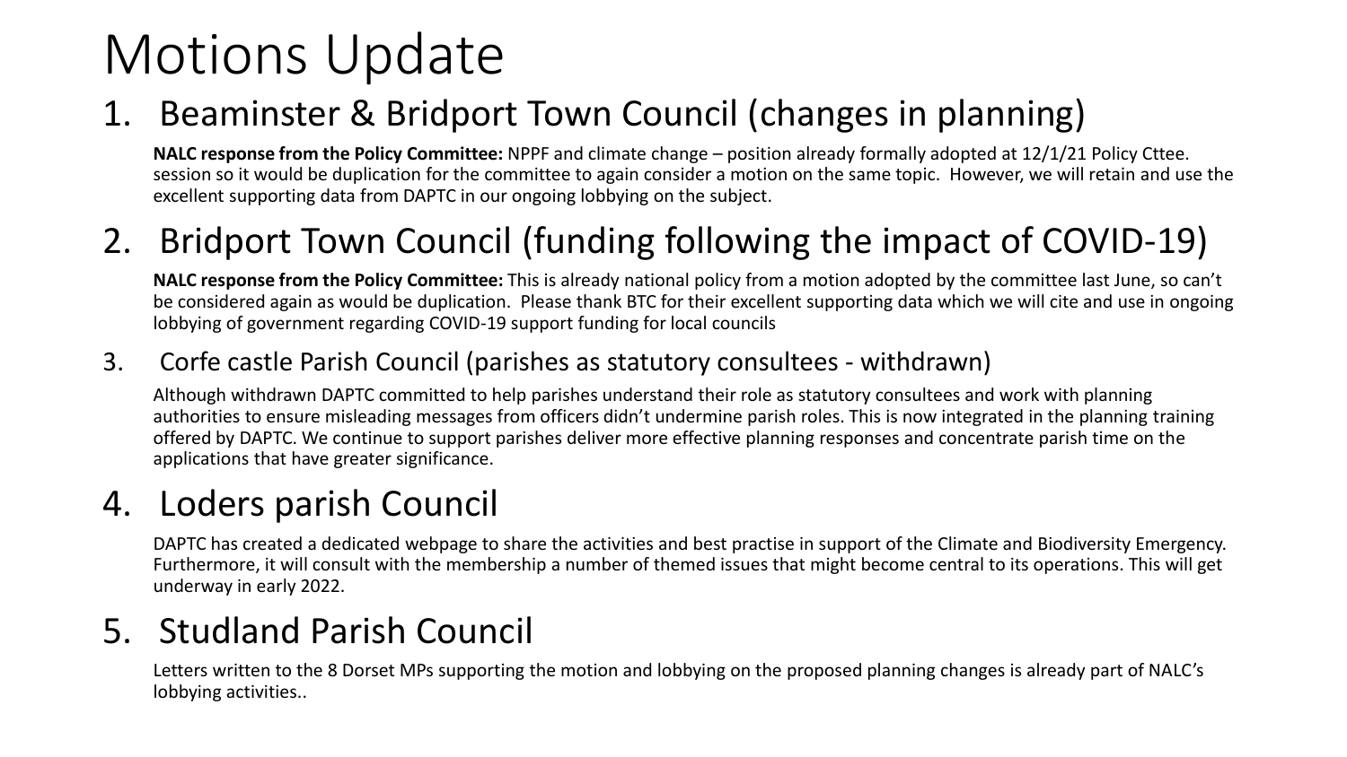# Motions Update

## 1. Beaminster & Bridport Town Council (changes in planning)

**NALC response from the Policy Committee:** NPPF and climate change – position already formally adopted at 12/1/21 Policy Cttee. session so it would be duplication for the committee to again consider a motion on the same topic. However, we will retain and use the excellent supporting data from DAPTC in our ongoing lobbying on the subject.

## 2. Bridport Town Council (funding following the impact of COVID-19)

**NALC response from the Policy Committee:** This is already national policy from a motion adopted by the committee last June, so can't be considered again as would be duplication. Please thank BTC for their excellent supporting data which we will cite and use in ongoing lobbying of government regarding COVID-19 support funding for local councils

### 3. Corfe castle Parish Council (parishes as statutory consultees - withdrawn)

Although withdrawn DAPTC committed to help parishes understand their role as statutory consultees and work with planning authorities to ensure misleading messages from officers didn't undermine parish roles. This is now integrated in the planning training offered by DAPTC. We continue to support parishes deliver more effective planning responses and concentrate parish time on the applications that have greater significance.

## 4. Loders parish Council

DAPTC has created a dedicated webpage to share the activities and best practise in support of the Climate and Biodiversity Emergency. Furthermore, it will consult with the membership a number of themed issues that might become central to its operations. This will get underway in early 2022.

## 5. Studland Parish Council

Letters written to the 8 Dorset MPs supporting the motion and lobbying on the proposed planning changes is already part of NALC's lobbying activities..